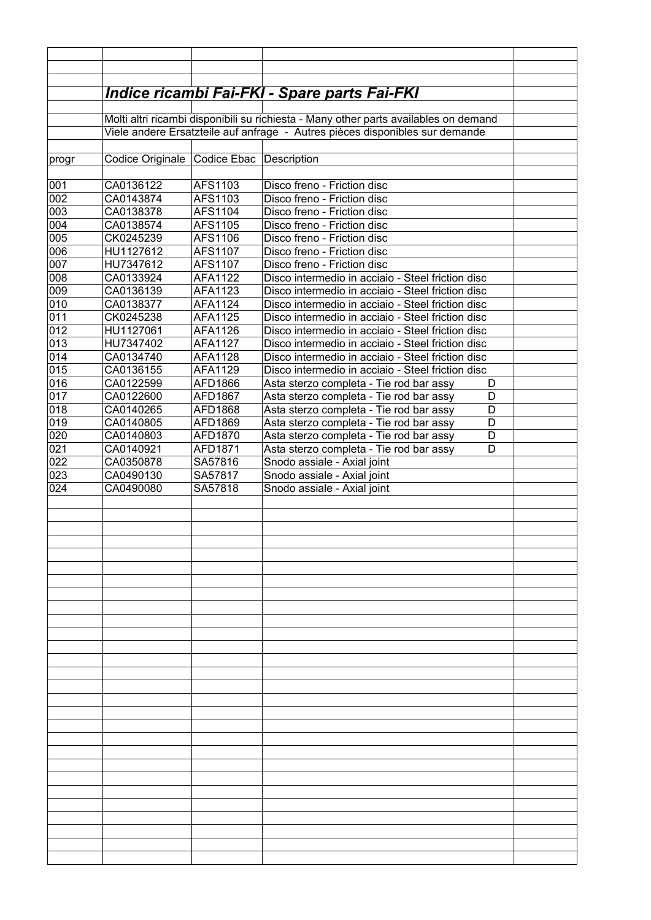## *Indice ricambi Fai-FKI - Spare parts Fai-FKI*

Molti altri ricambi disponibili su richiesta - Many other parts availables on demand

Viele andere Ersatzteile auf anfrage - Autres pièces disponibles sur demande

| progr | Codice Originale | Codice Ebac | Description | |
|---|---|---|---|---|
| 001 | CA0136122 | AFS1103 | Disco freno - Friction disc | |
| 002 | CA0143874 | AFS1103 | Disco freno - Friction disc | |
| 003 | CA0138378 | AFS1104 | Disco freno - Friction disc | |
| 004 | CA0138574 | AFS1105 | Disco freno - Friction disc | |
| 005 | CK0245239 | AFS1106 | Disco freno - Friction disc | |
| 006 | HU1127612 | AFS1107 | Disco freno - Friction disc | |
| 007 | HU7347612 | AFS1107 | Disco freno - Friction disc | |
| 008 | CA0133924 | AFA1122 | Disco intermedio in acciaio - Steel friction disc | |
| 009 | CA0136139 | AFA1123 | Disco intermedio in acciaio - Steel friction disc | |
| 010 | CA0138377 | AFA1124 | Disco intermedio in acciaio - Steel friction disc | |
| 011 | CK0245238 | AFA1125 | Disco intermedio in acciaio - Steel friction disc | |
| 012 | HU1127061 | AFA1126 | Disco intermedio in acciaio - Steel friction disc | |
| 013 | HU7347402 | AFA1127 | Disco intermedio in acciaio - Steel friction disc | |
| 014 | CA0134740 | AFA1128 | Disco intermedio in acciaio - Steel friction disc | |
| 015 | CA0136155 | AFA1129 | Disco intermedio in acciaio - Steel friction disc | |
| 016 | CA0122599 | AFD1866 | Asta sterzo completa - Tie rod bar assy D | |
| 017 | CA0122600 | AFD1867 | Asta sterzo completa - Tie rod bar assy D | |
| 018 | CA0140265 | AFD1868 | Asta sterzo completa - Tie rod bar assy D | |
| 019 | CA0140805 | AFD1869 | Asta sterzo completa - Tie rod bar assy D | |
| 020 | CA0140803 | AFD1870 | Asta sterzo completa - Tie rod bar assy D | |
| 021 | CA0140921 | AFD1871 | Asta sterzo completa - Tie rod bar assy D | |
| 022 | CA0350878 | SA57816 | Snodo assiale - Axial joint | |
| 023 | CA0490130 | SA57817 | Snodo assiale - Axial joint | |
| 024 | CA0490080 | SA57818 | Snodo assiale - Axial joint | |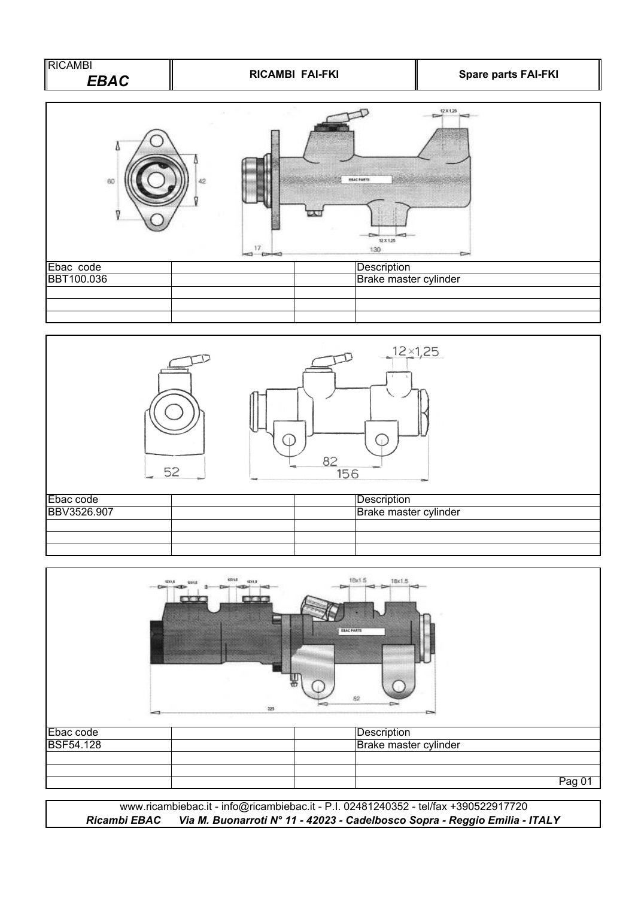| Ebac code | | | Description |
| --- | --- | --- | --- |
| BBT100.036 | | | Brake master cylinder |
| | | | |
| | | | |
| | | | |

| Ebac code | | | Description |
| --- | --- | --- | --- |
| BBV3526.907 | | | Brake master cylinder |
| | | | |
| | | | |
| | | | |

| Ebac code | | | Description |
| --- | --- | --- | --- |
| BSF54.128 | | | Brake master cylinder |
| | | | |
| | | | |
| | | | |

www.ricambiebac.it - info@ricambiebac.it - P.I. 02481240352 - tel/fax +390522917720

***Ricambi EBAC     Via M. Buonarroti N° 11 - 42023 - Cadelbosco Sopra - Reggio Emilia - ITALY***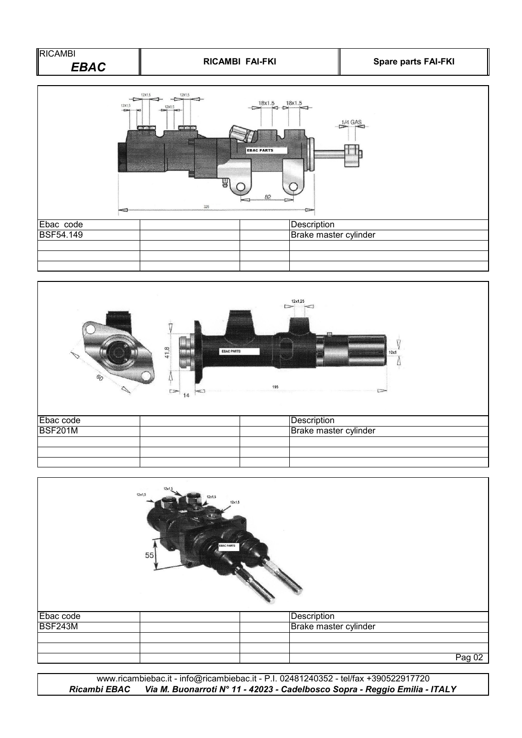| RICAMBI *EBAC* | RICAMBI FAI-FKI | Spare parts FAI-FKI |
|---|---|---|

12X1,5
12X1,5
12X1,5
12X1,5
18x1,5
18x1,5
1/4 GAS
EBAC PARTS
82
325

| Ebac code | | | Description |
|---|---|---|---|
| BSF54.149 | | | Brake master cylinder |
| | | | |
| | | | |
| | | | |

12x1,25
41,8
EBAC PARTS
10x1
60
14
195

| Ebac code | | | Description |
|---|---|---|---|
| BSF201M | | | Brake master cylinder |
| | | | |
| | | | |
| | | | |

12x1,5
12x1,5
12x1,5
12x1,5
EBAC PARTS
55

| Ebac code | | | Description |
|---|---|---|---|
| BSF243M | | | Brake master cylinder |
| | | | |
| | | | |
| | | | |

www.ricambiebac.it - info@ricambiebac.it - P.I. 02481240352 - tel/fax +390522917720
***Ricambi EBAC Via M. Buonarroti N° 11 - 42023 - Cadelbosco Sopra - Reggio Emilia - ITALY***